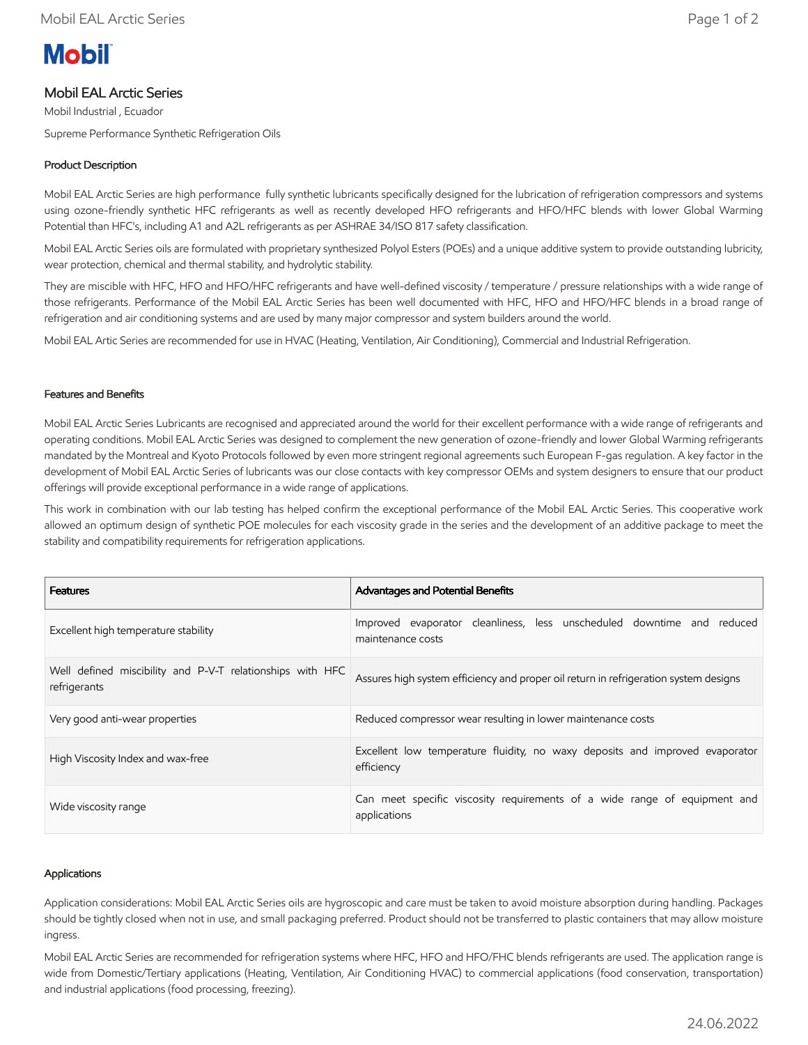# Mobil EAL Arctic Series

Mobil Industrial , Ecuador

Supreme Performance Synthetic Refrigeration Oils

## Product Description

Mobil EAL Arctic Series are high performance fully synthetic lubricants specifically designed for the lubrication of refrigeration compressors and systems using ozone-friendly synthetic HFC refrigerants as well as recently developed HFO refrigerants and HFO/HFC blends with lower Global Warming Potential than HFC's, including A1 and A2L refrigerants as per ASHRAE 34/ISO 817 safety classification.

Mobil EAL Arctic Series oils are formulated with proprietary synthesized Polyol Esters (POEs) and a unique additive system to provide outstanding lubricity, wear protection, chemical and thermal stability, and hydrolytic stability.

They are miscible with HFC, HFO and HFO/HFC refrigerants and have well-defined viscosity / temperature / pressure relationships with a wide range of those refrigerants. Performance of the Mobil EAL Arctic Series has been well documented with HFC, HFO and HFO/HFC blends in a broad range of refrigeration and air conditioning systems and are used by many major compressor and system builders around the world.

Mobil EAL Artic Series are recommended for use in HVAC (Heating, Ventilation, Air Conditioning), Commercial and Industrial Refrigeration.

## Features and Benefits

Mobil EAL Arctic Series Lubricants are recognised and appreciated around the world for their excellent performance with a wide range of refrigerants and operating conditions. Mobil EAL Arctic Series was designed to complement the new generation of ozone-friendly and lower Global Warming refrigerants mandated by the Montreal and Kyoto Protocols followed by even more stringent regional agreements such European F-gas regulation. A key factor in the development of Mobil EAL Arctic Series of lubricants was our close contacts with key compressor OEMs and system designers to ensure that our product offerings will provide exceptional performance in a wide range of applications.

This work in combination with our lab testing has helped confirm the exceptional performance of the Mobil EAL Arctic Series. This cooperative work allowed an optimum design of synthetic POE molecules for each viscosity grade in the series and the development of an additive package to meet the stability and compatibility requirements for refrigeration applications.

| Features | Advantages and Potential Benefits |
|---|---|
| Excellent high temperature stability | Improved evaporator cleanliness, less unscheduled downtime and reduced maintenance costs |
| Well defined miscibility and P-V-T relationships with HFC refrigerants | Assures high system efficiency and proper oil return in refrigeration system designs |
| Very good anti-wear properties | Reduced compressor wear resulting in lower maintenance costs |
| High Viscosity Index and wax-free | Excellent low temperature fluidity, no waxy deposits and improved evaporator efficiency |
| Wide viscosity range | Can meet specific viscosity requirements of a wide range of equipment and applications |

## Applications

Application considerations: Mobil EAL Arctic Series oils are hygroscopic and care must be taken to avoid moisture absorption during handling. Packages should be tightly closed when not in use, and small packaging preferred. Product should not be transferred to plastic containers that may allow moisture ingress.

Mobil EAL Arctic Series are recommended for refrigeration systems where HFC, HFO and HFO/FHC blends refrigerants are used. The application range is wide from Domestic/Tertiary applications (Heating, Ventilation, Air Conditioning HVAC) to commercial applications (food conservation, transportation) and industrial applications (food processing, freezing).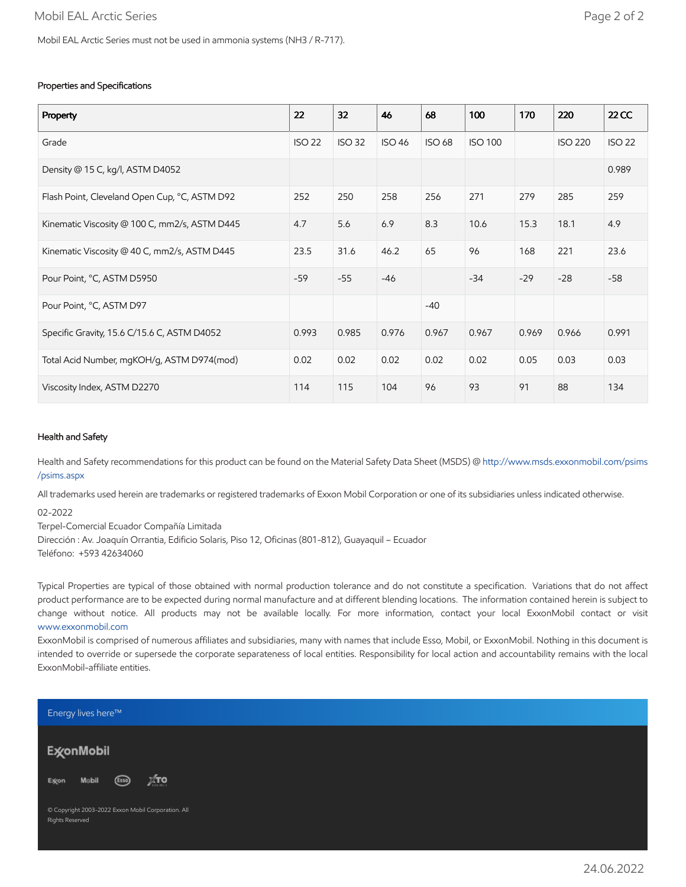Mobil EAL Arctic Series must not be used in ammonia systems (NH3 / R-717).

### Properties and Specifications

| Property | 22 | 32 | 46 | 68 | 100 | 170 | 220 | 22 CC |
|---|---|---|---|---|---|---|---|---|
| Grade | ISO 22 | ISO 32 | ISO 46 | ISO 68 | ISO 100 | | ISO 220 | ISO 22 |
| Density @ 15 C, kg/l, ASTM D4052 | | | | | | | | 0.989 |
| Flash Point, Cleveland Open Cup, °C, ASTM D92 | 252 | 250 | 258 | 256 | 271 | 279 | 285 | 259 |
| Kinematic Viscosity @ 100 C, mm2/s, ASTM D445 | 4.7 | 5.6 | 6.9 | 8.3 | 10.6 | 15.3 | 18.1 | 4.9 |
| Kinematic Viscosity @ 40 C, mm2/s, ASTM D445 | 23.5 | 31.6 | 46.2 | 65 | 96 | 168 | 221 | 23.6 |
| Pour Point, °C, ASTM D5950 | -59 | -55 | -46 | | -34 | -29 | -28 | -58 |
| Pour Point, °C, ASTM D97 | | | | -40 | | | | |
| Specific Gravity, 15.6 C/15.6 C, ASTM D4052 | 0.993 | 0.985 | 0.976 | 0.967 | 0.967 | 0.969 | 0.966 | 0.991 |
| Total Acid Number, mgKOH/g, ASTM D974(mod) | 0.02 | 0.02 | 0.02 | 0.02 | 0.02 | 0.05 | 0.03 | 0.03 |
| Viscosity Index, ASTM D2270 | 114 | 115 | 104 | 96 | 93 | 91 | 88 | 134 |

### Health and Safety

Health and Safety recommendations for this product can be found on the Material Safety Data Sheet (MSDS) @ http://www.msds.exxonmobil.com/psims/psims.aspx

All trademarks used herein are trademarks or registered trademarks of Exxon Mobil Corporation or one of its subsidiaries unless indicated otherwise.

02-2022
Terpel-Comercial Ecuador Compañía Limitada
Dirección : Av. Joaquín Orrantia, Edificio Solaris, Piso 12, Oficinas (801-812), Guayaquil – Ecuador
Teléfono: +593 42634060

Typical Properties are typical of those obtained with normal production tolerance and do not constitute a specification. Variations that do not affect product performance are to be expected during normal manufacture and at different blending locations. The information contained herein is subject to change without notice. All products may not be available locally. For more information, contact your local ExxonMobil contact or visit www.exxonmobil.com

ExxonMobil is comprised of numerous affiliates and subsidiaries, many with names that include Esso, Mobil, or ExxonMobil. Nothing in this document is intended to override or supersede the corporate separateness of local entities. Responsibility for local action and accountability remains with the local ExxonMobil-affiliate entities.

Energy lives here™

ExxonMobil

© Copyright 2003-2022 Exxon Mobil Corporation. All Rights Reserved